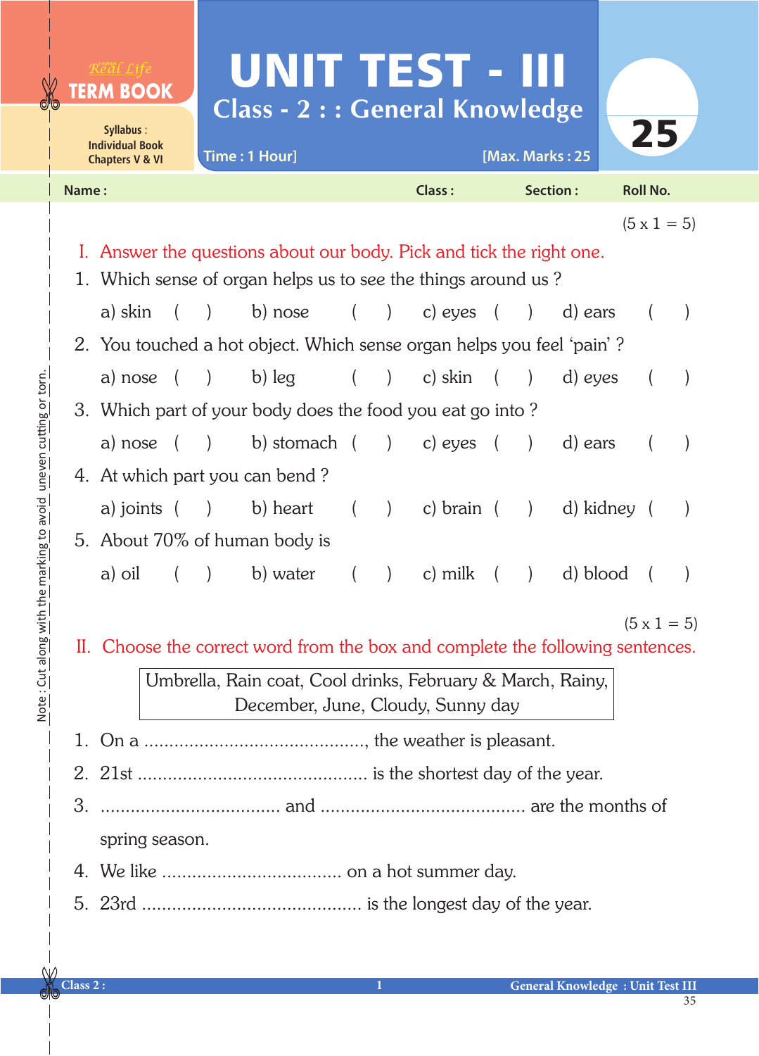Real Life **TERM BOOK**

Syllabus : Individual Book Chapters V & VI

# UNIT TEST - III

## Class - 2 : : General Knowledge

Time : 1 Hour] [Max. Marks : 25

25

**Name :** **Class :** **Section :** **Roll No.**

(5 x 1 = 5)

**I. Answer the questions about our body. Pick and tick the right one.**

1. Which sense of organ helps us to see the things around us ?

   a) skin ( ) b) nose ( ) c) eyes ( ) d) ears ( )

2. You touched a hot object. Which sense organ helps you feel 'pain' ?

   a) nose ( ) b) leg ( ) c) skin ( ) d) eyes ( )

3. Which part of your body does the food you eat go into ?

   a) nose ( ) b) stomach ( ) c) eyes ( ) d) ears ( )

4. At which part you can bend ?

   a) joints ( ) b) heart ( ) c) brain ( ) d) kidney ( )

5. About 70% of human body is

   a) oil ( ) b) water ( ) c) milk ( ) d) blood ( )

(5 x 1 = 5)

**II. Choose the correct word from the box and complete the following sentences.**

| Umbrella, Rain coat, Cool drinks, February & March, Rainy, December, June, Cloudy, Sunny day |
|---|

1. On a ..........................................., the weather is pleasant.
2. 21st ............................................. is the shortest day of the year.
3. ................................... and ........................................ are the months of spring season.
4. We like ................................... on a hot summer day.
5. 23rd ........................................... is the longest day of the year.

Note : Cut along with the marking to avoid uneven cutting or torn.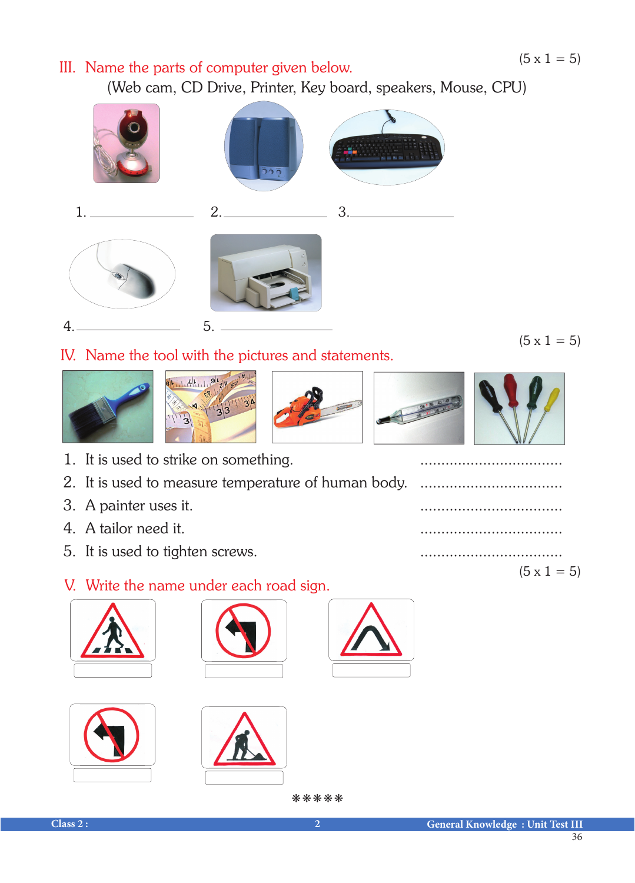## III. Name the parts of computer given below.

(5 x 1 = 5)

(Web cam, CD Drive, Printer, Key board, speakers, Mouse, CPU)

1. ______________ 2. ______________ 3. ______________

4. ______________ 5. ______________

## IV. Name the tool with the pictures and statements.

(5 x 1 = 5)

1. It is used to strike on something. ..................................
2. It is used to measure temperature of human body. ..................................
3. A painter uses it. ..................................
4. A tailor need it. ..................................
5. It is used to tighten screws. ..................................

## V. Write the name under each road sign.

(5 x 1 = 5)

\*\*\*\*\*